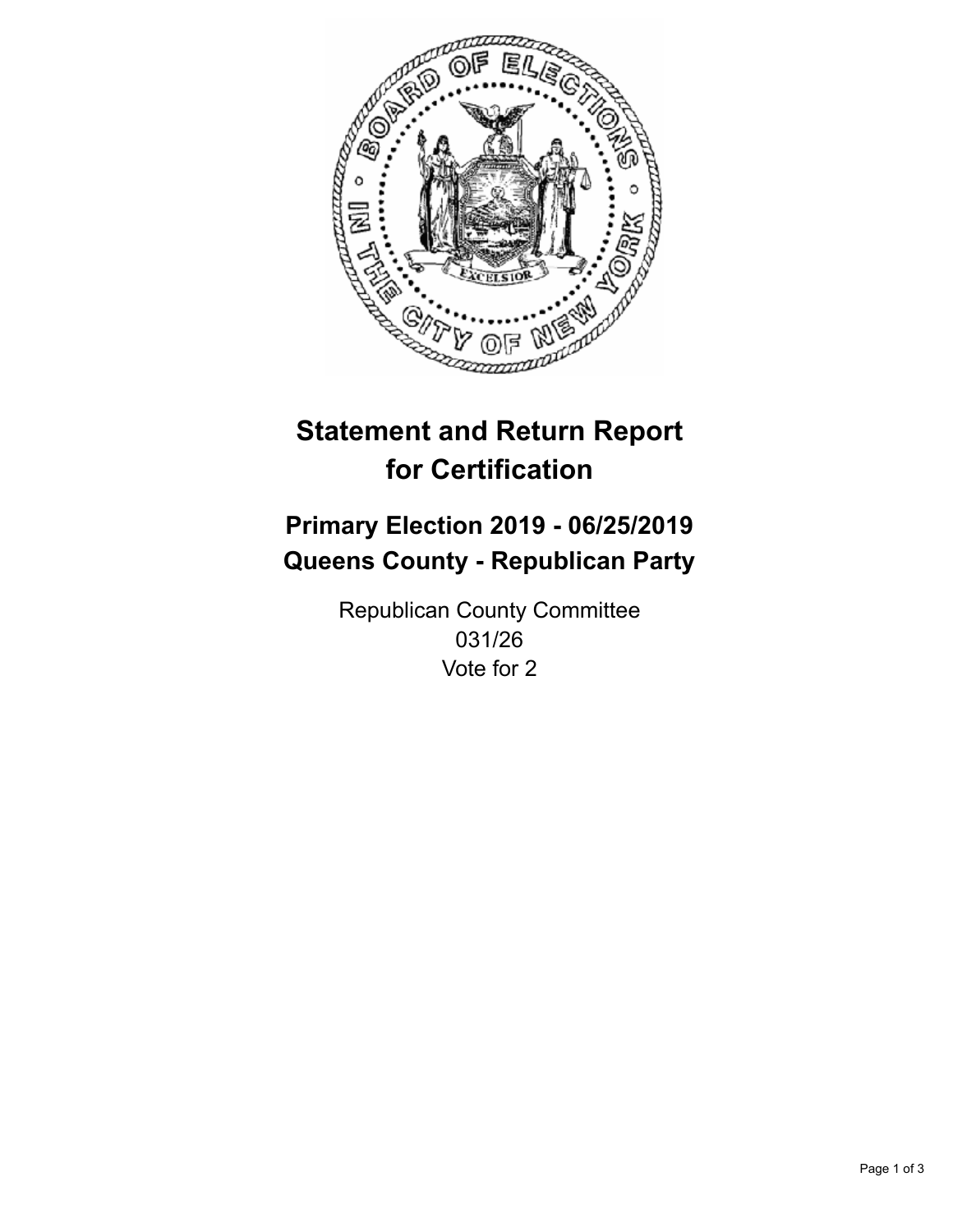# Statement and Return Report for Certification

## Primary Election 2019 - 06/25/2019
## Queens County - Republican Party

Republican County Committee
031/26
Vote for 2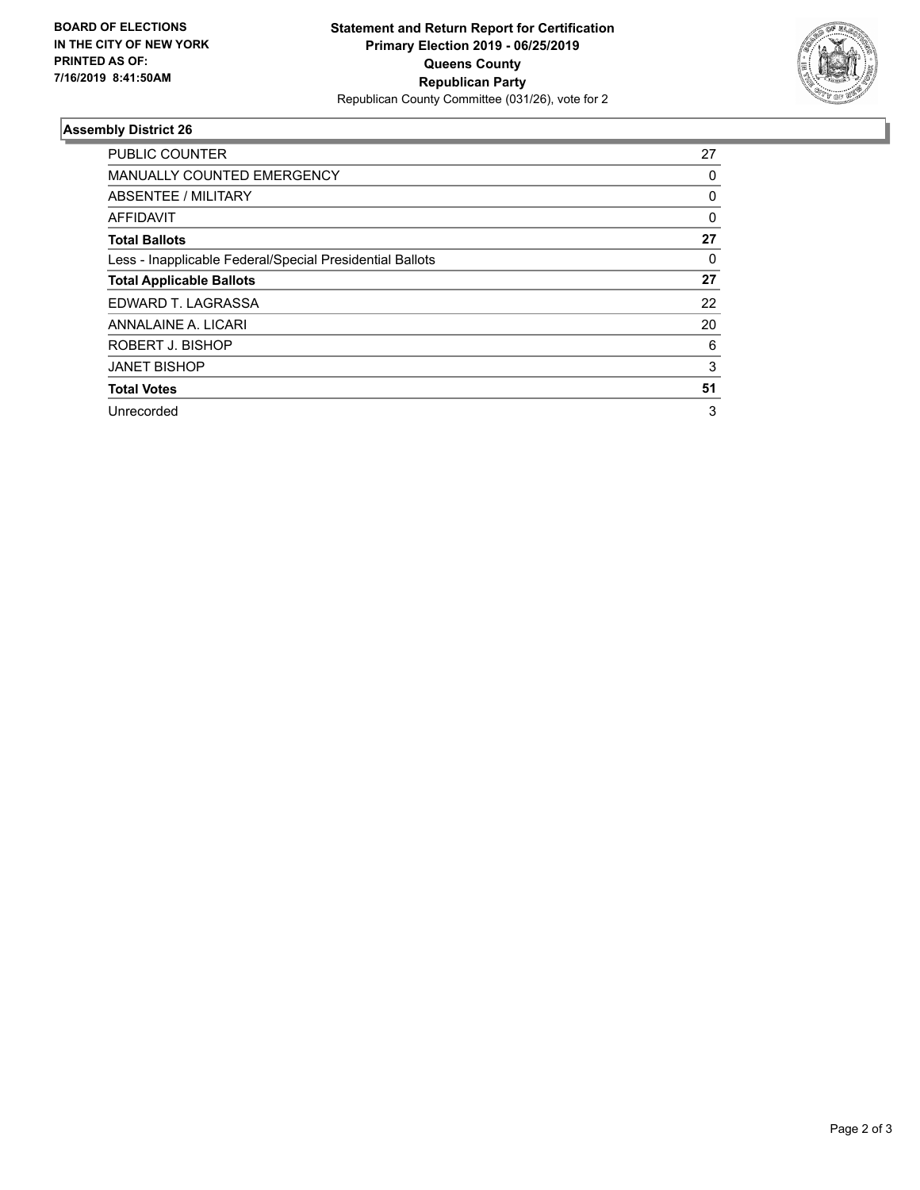**BOARD OF ELECTIONS IN THE CITY OF NEW YORK PRINTED AS OF: 7/16/2019 8:41:50AM**

**Statement and Return Report for Certification**
**Primary Election 2019 - 06/25/2019**
**Queens County**
**Republican Party**
Republican County Committee (031/26), vote for 2

### Assembly District 26

| | |
|---|---|
| PUBLIC COUNTER | 27 |
| MANUALLY COUNTED EMERGENCY | 0 |
| ABSENTEE / MILITARY | 0 |
| AFFIDAVIT | 0 |
| **Total Ballots** | **27** |
| Less - Inapplicable Federal/Special Presidential Ballots | 0 |
| **Total Applicable Ballots** | **27** |
| EDWARD T. LAGRASSA | 22 |
| ANNALAINE A. LICARI | 20 |
| ROBERT J. BISHOP | 6 |
| JANET BISHOP | 3 |
| **Total Votes** | **51** |
| Unrecorded | 3 |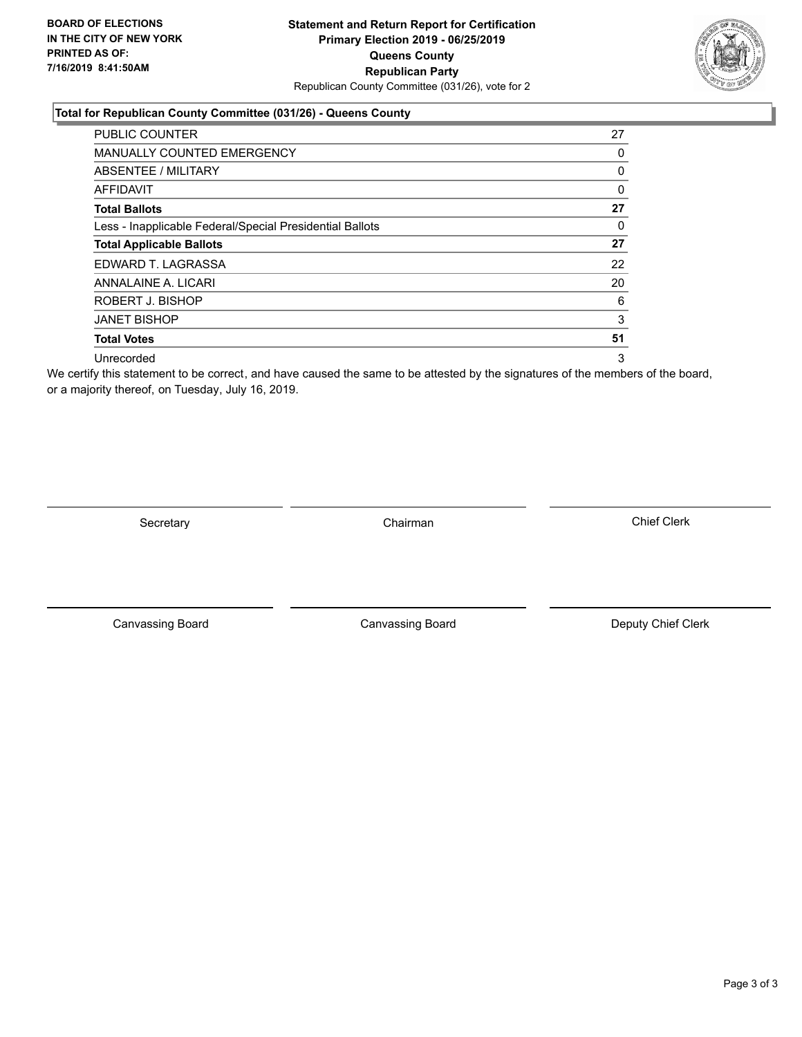**BOARD OF ELECTIONS IN THE CITY OF NEW YORK PRINTED AS OF: 7/16/2019 8:41:50AM**

**Statement and Return Report for Certification**
**Primary Election 2019 - 06/25/2019**
**Queens County**
**Republican Party**
Republican County Committee (031/26), vote for 2

### Total for Republican County Committee (031/26) - Queens County

| | |
|---|---|
| PUBLIC COUNTER | 27 |
| MANUALLY COUNTED EMERGENCY | 0 |
| ABSENTEE / MILITARY | 0 |
| AFFIDAVIT | 0 |
| **Total Ballots** | **27** |
| Less - Inapplicable Federal/Special Presidential Ballots | 0 |
| **Total Applicable Ballots** | **27** |
| EDWARD T. LAGRASSA | 22 |
| ANNALAINE A. LICARI | 20 |
| ROBERT J. BISHOP | 6 |
| JANET BISHOP | 3 |
| **Total Votes** | **51** |
| Unrecorded | 3 |

We certify this statement to be correct, and have caused the same to be attested by the signatures of the members of the board, or a majority thereof, on Tuesday, July 16, 2019.

Secretary

Chairman

Chief Clerk

Canvassing Board

Canvassing Board

Deputy Chief Clerk